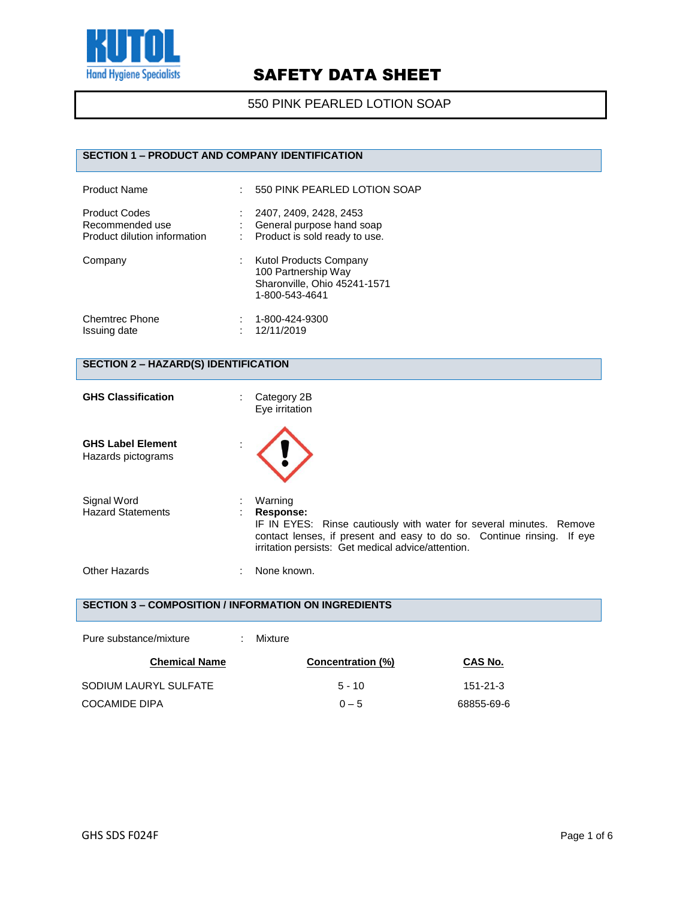KUTOL
Hand Hygiene Specialists

# SAFETY DATA SHEET

## 550 PINK PEARLED LOTION SOAP

## SECTION 1 – PRODUCT AND COMPANY IDENTIFICATION

| | | |
|---|---|---|
| Product Name | : | 550 PINK PEARLED LOTION SOAP |
| Product Codes | : | 2407, 2409, 2428, 2453 |
| Recommended use | : | General purpose hand soap |
| Product dilution information | : | Product is sold ready to use. |
| Company | : | Kutol Products Company<br>100 Partnership Way<br>Sharonville, Ohio 45241-1571<br>1-800-543-4641 |
| Chemtrec Phone | : | 1-800-424-9300 |
| Issuing date | : | 12/11/2019 |

## SECTION 2 – HAZARD(S) IDENTIFICATION

| | | |
|---|---|---|
| **GHS Classification** | : | Category 2B<br>Eye irritation |
| **GHS Label Element**<br>Hazards pictograms | : | |
| Signal Word | : | Warning |
| Hazard Statements | : | **Response:**<br>IF IN EYES: Rinse cautiously with water for several minutes. Remove contact lenses, if present and easy to do so. Continue rinsing. If eye irritation persists: Get medical advice/attention. |
| Other Hazards | : | None known. |

## SECTION 3 – COMPOSITION / INFORMATION ON INGREDIENTS

Pure substance/mixture : Mixture

| Chemical Name | Concentration (%) | CAS No. |
|---|---|---|
| SODIUM LAURYL SULFATE | 5 - 10 | 151-21-3 |
| COCAMIDE DIPA | 0 – 5 | 68855-69-6 |

GHS SDS F024F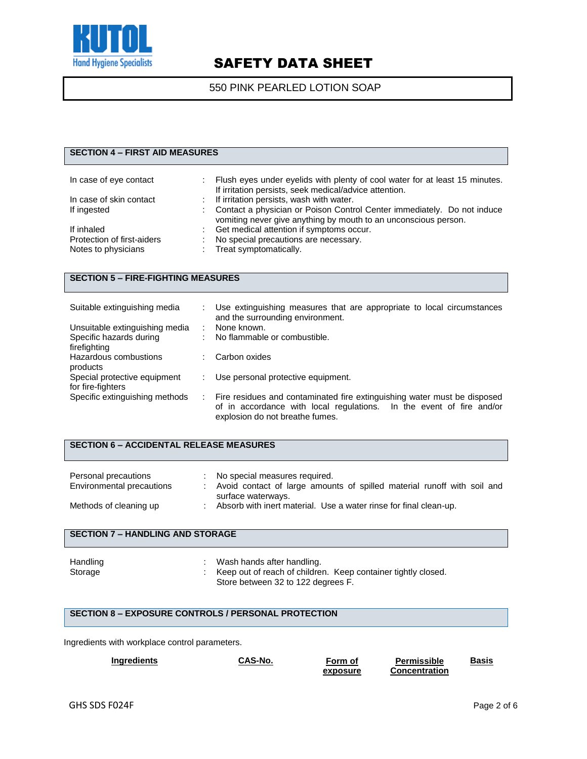## SECTION 4 – FIRST AID MEASURES

| | | |
|---|---|---|
| In case of eye contact | : | Flush eyes under eyelids with plenty of cool water for at least 15 minutes. If irritation persists, seek medical/advice attention. |
| In case of skin contact | : | If irritation persists, wash with water. |
| If ingested | : | Contact a physician or Poison Control Center immediately. Do not induce vomiting never give anything by mouth to an unconscious person. |
| If inhaled | : | Get medical attention if symptoms occur. |
| Protection of first-aiders | : | No special precautions are necessary. |
| Notes to physicians | : | Treat symptomatically. |

## SECTION 5 – FIRE-FIGHTING MEASURES

| | | |
|---|---|---|
| Suitable extinguishing media | : | Use extinguishing measures that are appropriate to local circumstances and the surrounding environment. |
| Unsuitable extinguishing media | : | None known. |
| Specific hazards during firefighting | : | No flammable or combustible. |
| Hazardous combustions products | : | Carbon oxides |
| Special protective equipment for fire-fighters | : | Use personal protective equipment. |
| Specific extinguishing methods | : | Fire residues and contaminated fire extinguishing water must be disposed of in accordance with local regulations. In the event of fire and/or explosion do not breathe fumes. |

## SECTION 6 – ACCIDENTAL RELEASE MEASURES

| | | |
|---|---|---|
| Personal precautions | : | No special measures required. |
| Environmental precautions | : | Avoid contact of large amounts of spilled material runoff with soil and surface waterways. |
| Methods of cleaning up | : | Absorb with inert material. Use a water rinse for final clean-up. |

## SECTION 7 – HANDLING AND STORAGE

| | | |
|---|---|---|
| Handling | : | Wash hands after handling. |
| Storage | : | Keep out of reach of children. Keep container tightly closed. Store between 32 to 122 degrees F. |

## SECTION 8 – EXPOSURE CONTROLS / PERSONAL PROTECTION

Ingredients with workplace control parameters.

| Ingredients | CAS-No. | Form of exposure | Permissible Concentration | Basis |
|---|---|---|---|---|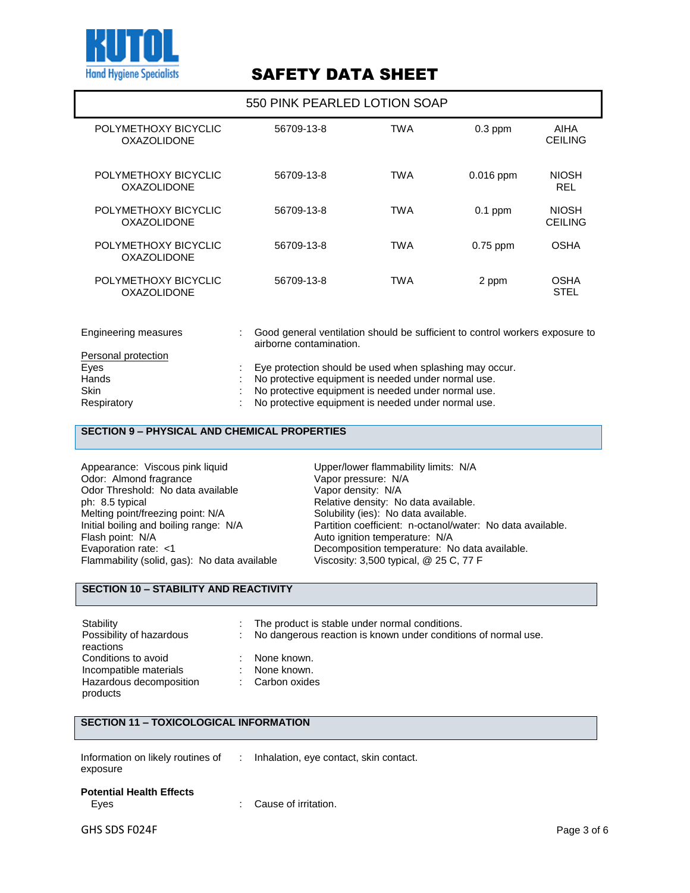| | | | | |
|---|---|---|---|---|
| POLYMETHOXY BICYCLIC OXAZOLIDONE | 56709-13-8 | TWA | 0.3 ppm | AIHA CEILING |
| POLYMETHOXY BICYCLIC OXAZOLIDONE | 56709-13-8 | TWA | 0.016 ppm | NIOSH REL |
| POLYMETHOXY BICYCLIC OXAZOLIDONE | 56709-13-8 | TWA | 0.1 ppm | NIOSH CEILING |
| POLYMETHOXY BICYCLIC OXAZOLIDONE | 56709-13-8 | TWA | 0.75 ppm | OSHA |
| POLYMETHOXY BICYCLIC OXAZOLIDONE | 56709-13-8 | TWA | 2 ppm | OSHA STEL |

Engineering measures : Good general ventilation should be sufficient to control workers exposure to airborne contamination.

Personal protection

Eyes : Eye protection should be used when splashing may occur.
Hands : No protective equipment is needed under normal use.
Skin : No protective equipment is needed under normal use.
Respiratory : No protective equipment is needed under normal use.

## SECTION 9 – PHYSICAL AND CHEMICAL PROPERTIES

Appearance: Viscous pink liquid
Odor: Almond fragrance
Odor Threshold: No data available
ph: 8.5 typical
Melting point/freezing point: N/A
Initial boiling and boiling range: N/A
Flash point: N/A
Evaporation rate: <1
Flammability (solid, gas): No data available
Upper/lower flammability limits: N/A
Vapor pressure: N/A
Vapor density: N/A
Relative density: No data available.
Solubility (ies): No data available.
Partition coefficient: n-octanol/water: No data available.
Auto ignition temperature: N/A
Decomposition temperature: No data available.
Viscosity: 3,500 typical, @ 25 C, 77 F

## SECTION 10 – STABILITY AND REACTIVITY

Stability : The product is stable under normal conditions.
Possibility of hazardous reactions : No dangerous reaction is known under conditions of normal use.
Conditions to avoid : None known.
Incompatible materials : None known.
Hazardous decomposition products : Carbon oxides

## SECTION 11 – TOXICOLOGICAL INFORMATION

Information on likely routines of exposure : Inhalation, eye contact, skin contact.

**Potential Health Effects**

Eyes : Cause of irritation.

GHS SDS F024F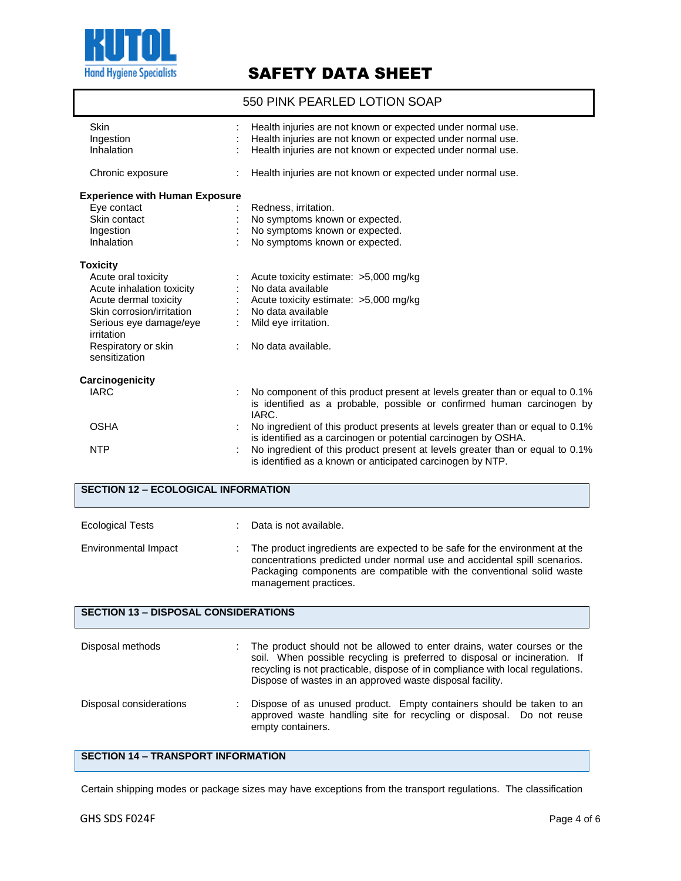| | | |
|---|---|---|
| Skin | : | Health injuries are not known or expected under normal use. |
| Ingestion | : | Health injuries are not known or expected under normal use. |
| Inhalation | : | Health injuries are not known or expected under normal use. |
| Chronic exposure | : | Health injuries are not known or expected under normal use. |

**Experience with Human Exposure**

| | | |
|---|---|---|
| Eye contact | : | Redness, irritation. |
| Skin contact | : | No symptoms known or expected. |
| Ingestion | : | No symptoms known or expected. |
| Inhalation | : | No symptoms known or expected. |

**Toxicity**

| | | |
|---|---|---|
| Acute oral toxicity | : | Acute toxicity estimate: >5,000 mg/kg |
| Acute inhalation toxicity | : | No data available |
| Acute dermal toxicity | : | Acute toxicity estimate: >5,000 mg/kg |
| Skin corrosion/irritation | : | No data available |
| Serious eye damage/eye irritation | : | Mild eye irritation. |
| Respiratory or skin sensitization | : | No data available. |

**Carcinogenicity**

| | | |
|---|---|---|
| IARC | : | No component of this product present at levels greater than or equal to 0.1% is identified as a probable, possible or confirmed human carcinogen by IARC. |
| OSHA | : | No ingredient of this product presents at levels greater than or equal to 0.1% is identified as a carcinogen or potential carcinogen by OSHA. |
| NTP | : | No ingredient of this product present at levels greater than or equal to 0.1% is identified as a known or anticipated carcinogen by NTP. |

## SECTION 12 – ECOLOGICAL INFORMATION

| | | |
|---|---|---|
| Ecological Tests | : | Data is not available. |
| Environmental Impact | : | The product ingredients are expected to be safe for the environment at the concentrations predicted under normal use and accidental spill scenarios. Packaging components are compatible with the conventional solid waste management practices. |

## SECTION 13 – DISPOSAL CONSIDERATIONS

| | | |
|---|---|---|
| Disposal methods | : | The product should not be allowed to enter drains, water courses or the soil. When possible recycling is preferred to disposal or incineration. If recycling is not practicable, dispose of in compliance with local regulations. Dispose of wastes in an approved waste disposal facility. |
| Disposal considerations | : | Dispose of as unused product. Empty containers should be taken to an approved waste handling site for recycling or disposal. Do not reuse empty containers. |

## SECTION 14 – TRANSPORT INFORMATION

Certain shipping modes or package sizes may have exceptions from the transport regulations. The classification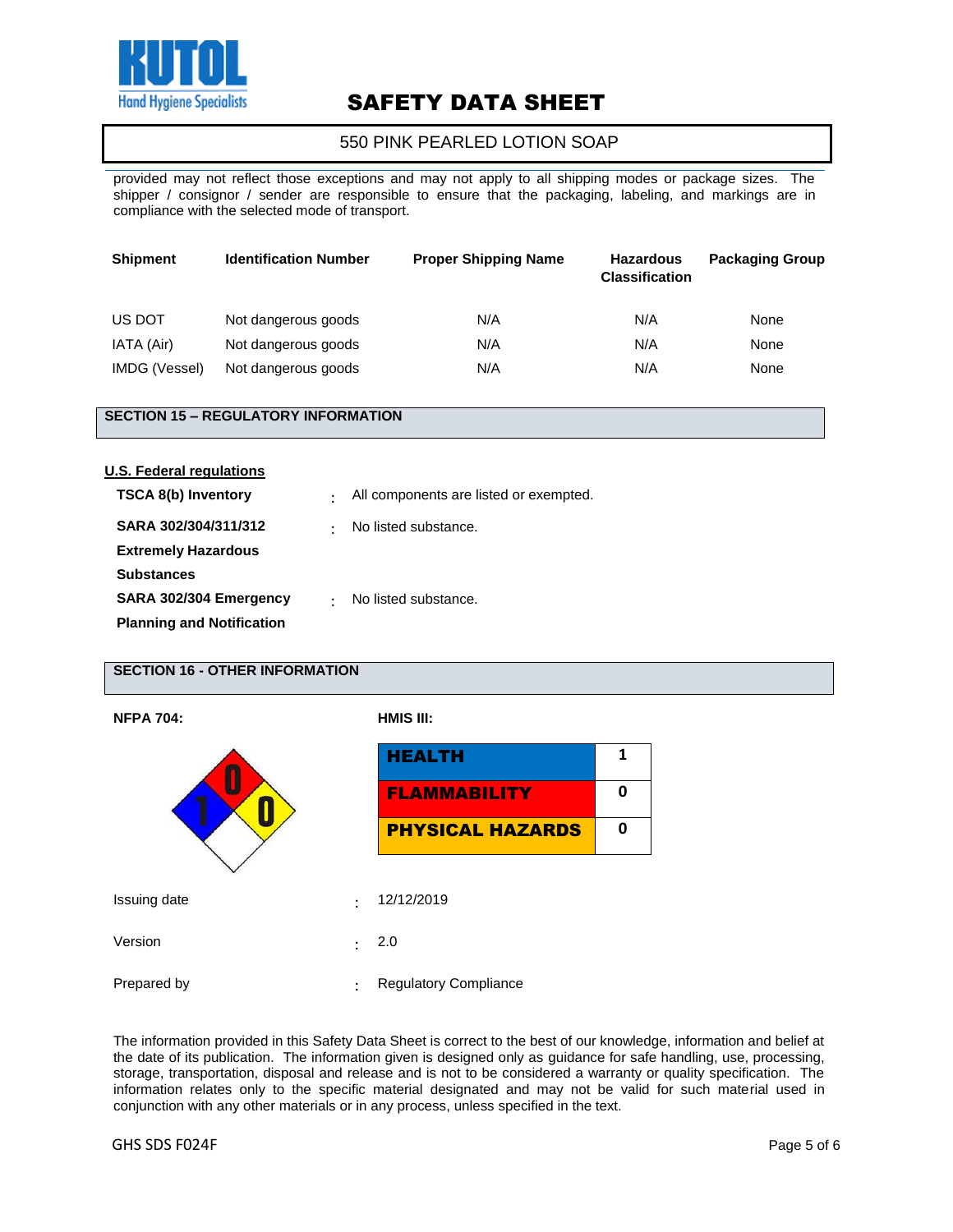provided may not reflect those exceptions and may not apply to all shipping modes or package sizes. The shipper / consignor / sender are responsible to ensure that the packaging, labeling, and markings are in compliance with the selected mode of transport.

| Shipment | Identification Number | Proper Shipping Name | Hazardous Classification | Packaging Group |
|---|---|---|---|---|
| US DOT | Not dangerous goods | N/A | N/A | None |
| IATA (Air) | Not dangerous goods | N/A | N/A | None |
| IMDG (Vessel) | Not dangerous goods | N/A | N/A | None |

## SECTION 15 – REGULATORY INFORMATION

**U.S. Federal regulations**

| | | |
|---|---|---|
| **TSCA 8(b) Inventory** | : | All components are listed or exempted. |
| **SARA 302/304/311/312 Extremely Hazardous Substances** | : | No listed substance. |
| **SARA 302/304 Emergency Planning and Notification** | : | No listed substance. |

## SECTION 16 - OTHER INFORMATION

**NFPA 704:**

Health: 1, Flammability: 0, Instability: 0

**HMIS III:**

| | |
|---|---|
| **HEALTH** | 1 |
| **FLAMMABILITY** | 0 |
| **PHYSICAL HAZARDS** | 0 |

| | | |
|---|---|---|
| Issuing date | : | 12/12/2019 |
| Version | : | 2.0 |
| Prepared by | : | Regulatory Compliance |

The information provided in this Safety Data Sheet is correct to the best of our knowledge, information and belief at the date of its publication. The information given is designed only as guidance for safe handling, use, processing, storage, transportation, disposal and release and is not to be considered a warranty or quality specification. The information relates only to the specific material designated and may not be valid for such material used in conjunction with any other materials or in any process, unless specified in the text.